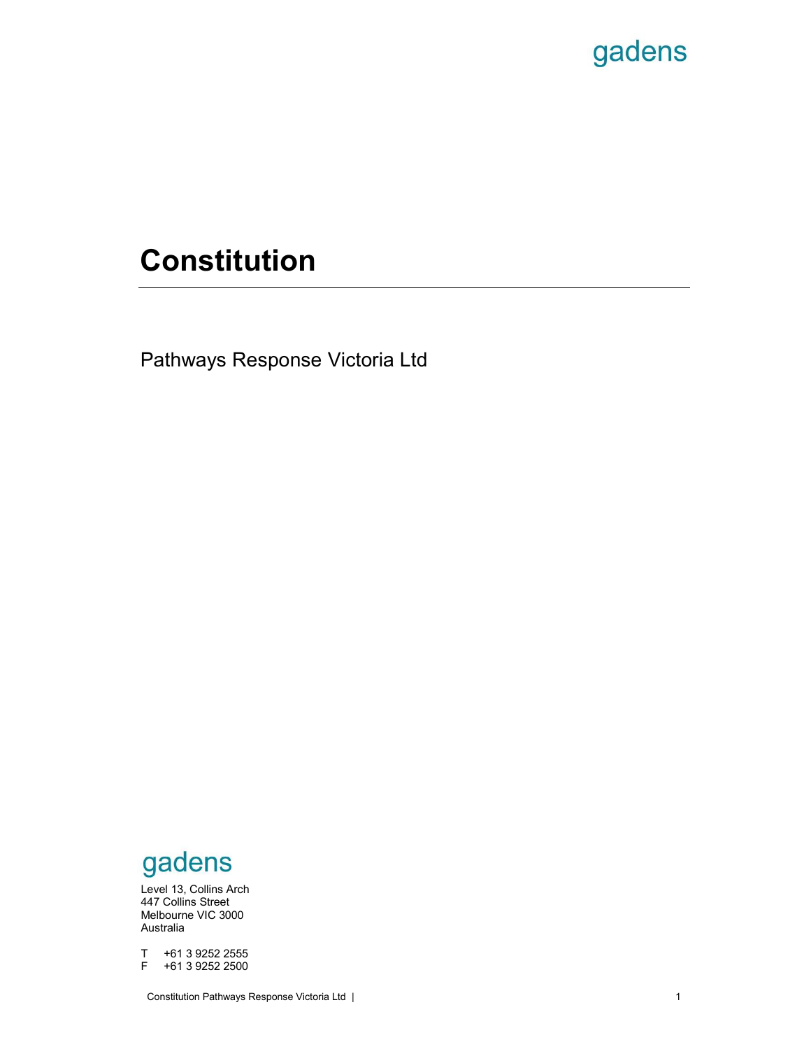gadens

# Constitution

Pathways Response Victoria Ltd

gadens

Level 13, Collins Arch
447 Collins Street
Melbourne VIC 3000
Australia

T +61 3 9252 2555
F +61 3 9252 2500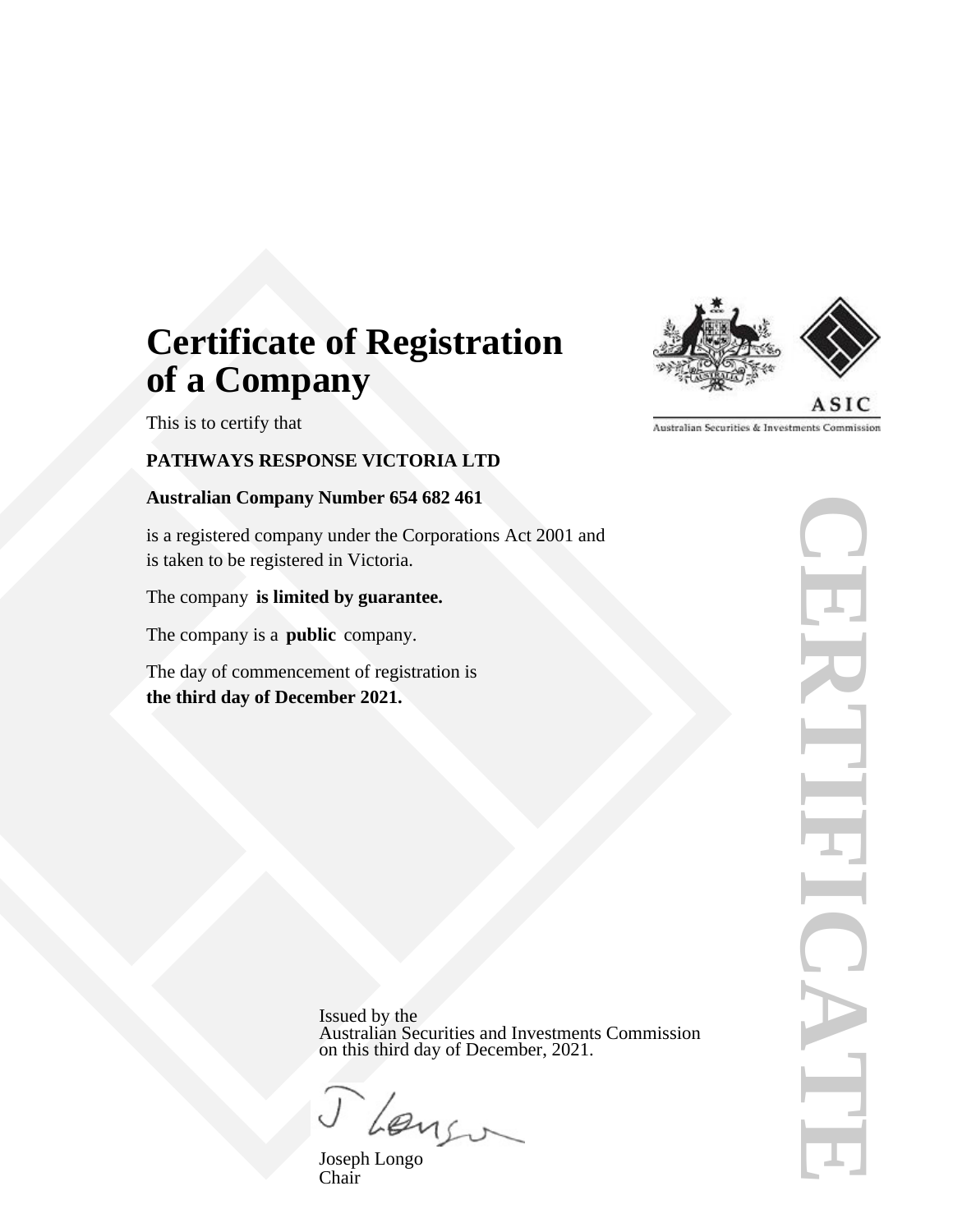# Certificate of Registration of a Company

This is to certify that

**PATHWAYS RESPONSE VICTORIA LTD**

**Australian Company Number 654 682 461**

is a registered company under the Corporations Act 2001 and is taken to be registered in Victoria.

The company **is limited by guarantee.**

The company is a **public** company.

The day of commencement of registration is **the third day of December 2021.**

ASIC

Australian Securities & Investments Commission

CERTIFICATE

Issued by the
Australian Securities and Investments Commission
on this third day of December, 2021.

Joseph Longo
Chair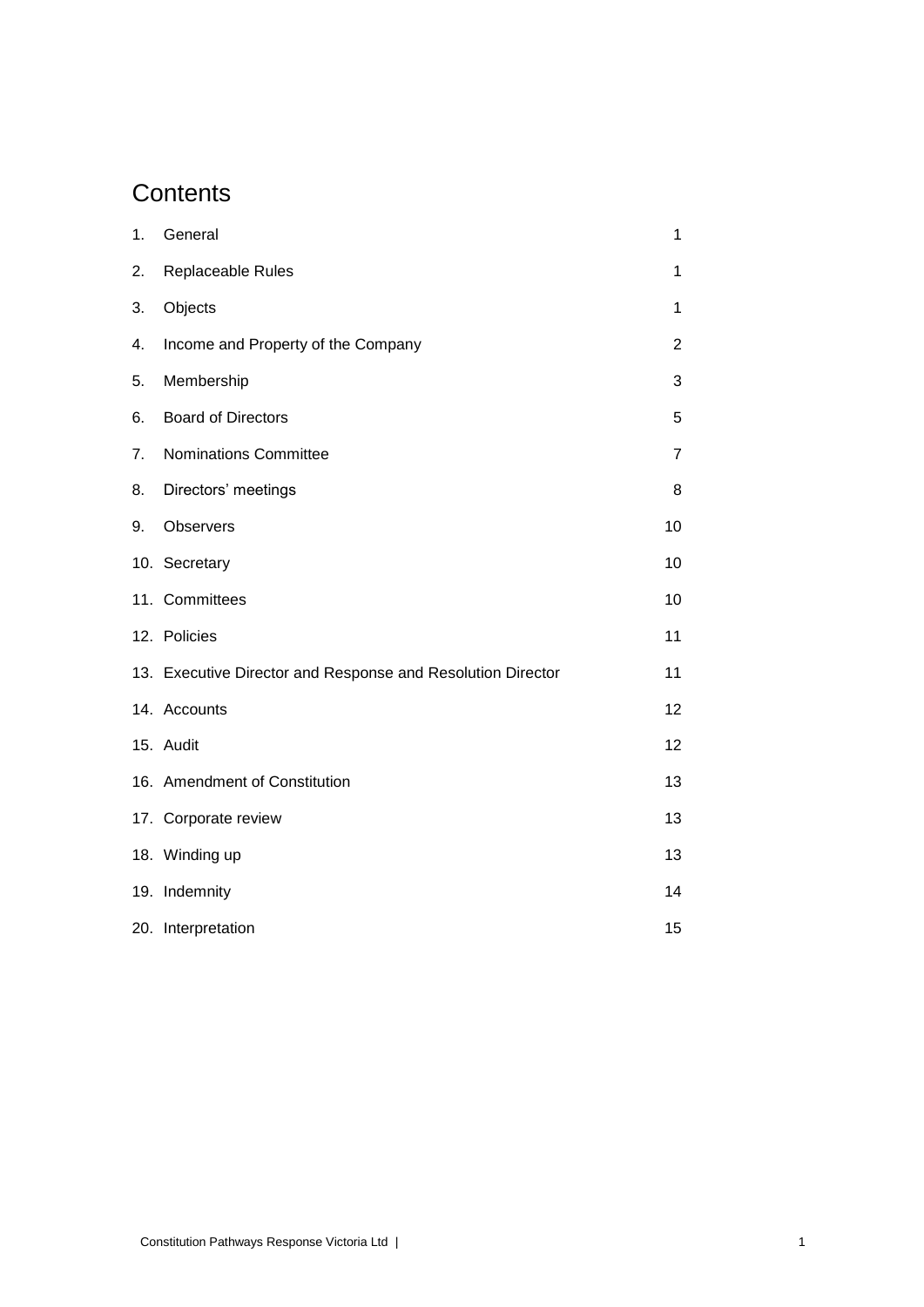# Contents

| | | |
|---|---|---|
| 1. | General | 1 |
| 2. | Replaceable Rules | 1 |
| 3. | Objects | 1 |
| 4. | Income and Property of the Company | 2 |
| 5. | Membership | 3 |
| 6. | Board of Directors | 5 |
| 7. | Nominations Committee | 7 |
| 8. | Directors' meetings | 8 |
| 9. | Observers | 10 |
| 10. | Secretary | 10 |
| 11. | Committees | 10 |
| 12. | Policies | 11 |
| 13. | Executive Director and Response and Resolution Director | 11 |
| 14. | Accounts | 12 |
| 15. | Audit | 12 |
| 16. | Amendment of Constitution | 13 |
| 17. | Corporate review | 13 |
| 18. | Winding up | 13 |
| 19. | Indemnity | 14 |
| 20. | Interpretation | 15 |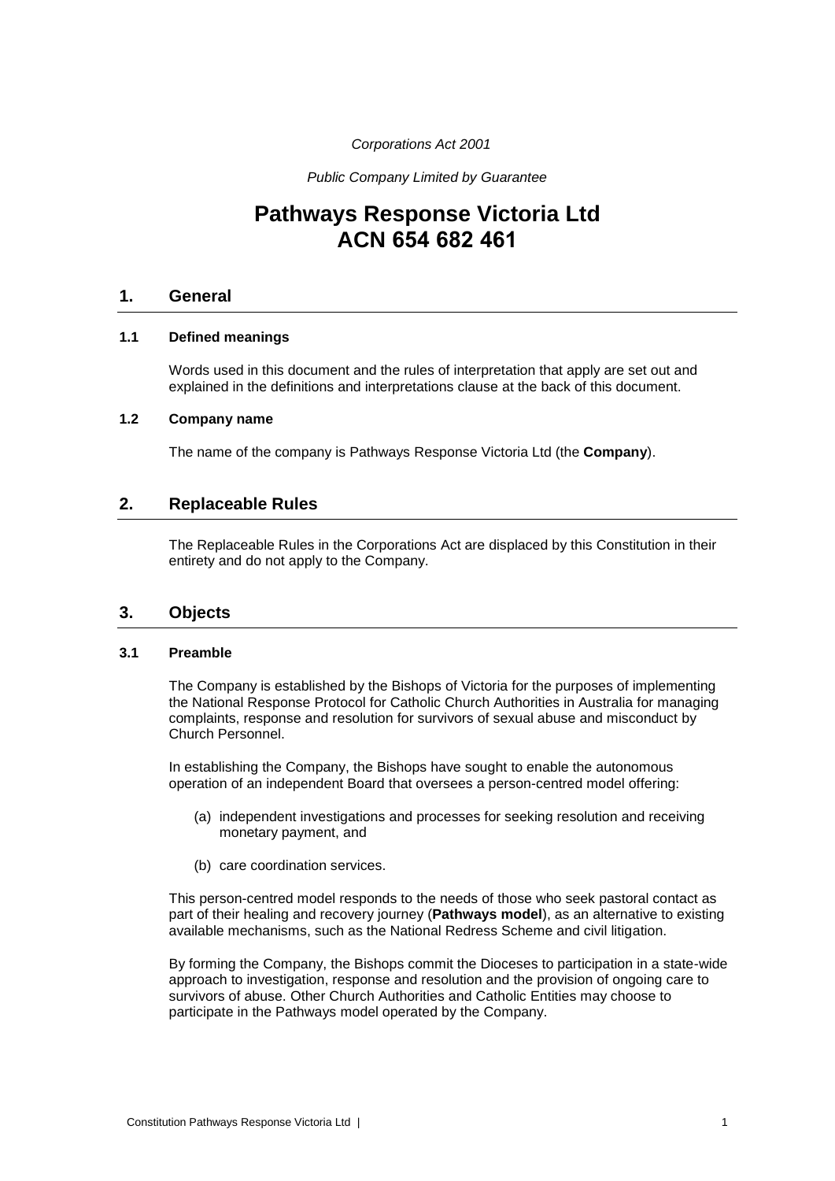*Corporations Act 2001*

*Public Company Limited by Guarantee*

# Pathways Response Victoria Ltd
# ACN 654 682 461

## 1. General

### 1.1 Defined meanings

Words used in this document and the rules of interpretation that apply are set out and explained in the definitions and interpretations clause at the back of this document.

### 1.2 Company name

The name of the company is Pathways Response Victoria Ltd (the **Company**).

## 2. Replaceable Rules

The Replaceable Rules in the Corporations Act are displaced by this Constitution in their entirety and do not apply to the Company.

## 3. Objects

### 3.1 Preamble

The Company is established by the Bishops of Victoria for the purposes of implementing the National Response Protocol for Catholic Church Authorities in Australia for managing complaints, response and resolution for survivors of sexual abuse and misconduct by Church Personnel.

In establishing the Company, the Bishops have sought to enable the autonomous operation of an independent Board that oversees a person-centred model offering:

(a) independent investigations and processes for seeking resolution and receiving monetary payment, and

(b) care coordination services.

This person-centred model responds to the needs of those who seek pastoral contact as part of their healing and recovery journey (**Pathways model**), as an alternative to existing available mechanisms, such as the National Redress Scheme and civil litigation.

By forming the Company, the Bishops commit the Dioceses to participation in a state-wide approach to investigation, response and resolution and the provision of ongoing care to survivors of abuse. Other Church Authorities and Catholic Entities may choose to participate in the Pathways model operated by the Company.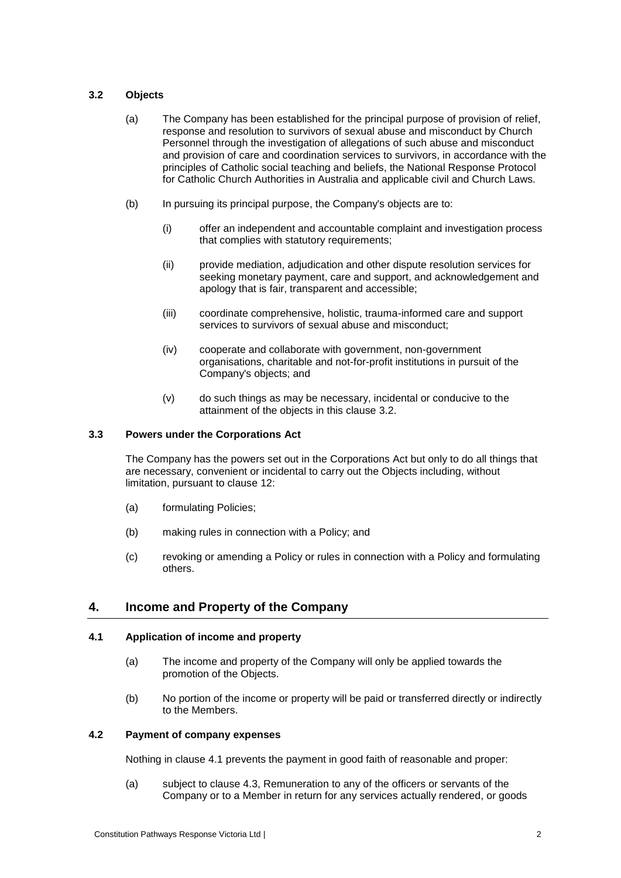### 3.2 Objects

(a) The Company has been established for the principal purpose of provision of relief, response and resolution to survivors of sexual abuse and misconduct by Church Personnel through the investigation of allegations of such abuse and misconduct and provision of care and coordination services to survivors, in accordance with the principles of Catholic social teaching and beliefs, the National Response Protocol for Catholic Church Authorities in Australia and applicable civil and Church Laws.

(b) In pursuing its principal purpose, the Company's objects are to:

(i) offer an independent and accountable complaint and investigation process that complies with statutory requirements;

(ii) provide mediation, adjudication and other dispute resolution services for seeking monetary payment, care and support, and acknowledgement and apology that is fair, transparent and accessible;

(iii) coordinate comprehensive, holistic, trauma-informed care and support services to survivors of sexual abuse and misconduct;

(iv) cooperate and collaborate with government, non-government organisations, charitable and not-for-profit institutions in pursuit of the Company's objects; and

(v) do such things as may be necessary, incidental or conducive to the attainment of the objects in this clause 3.2.

### 3.3 Powers under the Corporations Act

The Company has the powers set out in the Corporations Act but only to do all things that are necessary, convenient or incidental to carry out the Objects including, without limitation, pursuant to clause 12:

(a) formulating Policies;

(b) making rules in connection with a Policy; and

(c) revoking or amending a Policy or rules in connection with a Policy and formulating others.

## 4. Income and Property of the Company

### 4.1 Application of income and property

(a) The income and property of the Company will only be applied towards the promotion of the Objects.

(b) No portion of the income or property will be paid or transferred directly or indirectly to the Members.

### 4.2 Payment of company expenses

Nothing in clause 4.1 prevents the payment in good faith of reasonable and proper:

(a) subject to clause 4.3, Remuneration to any of the officers or servants of the Company or to a Member in return for any services actually rendered, or goods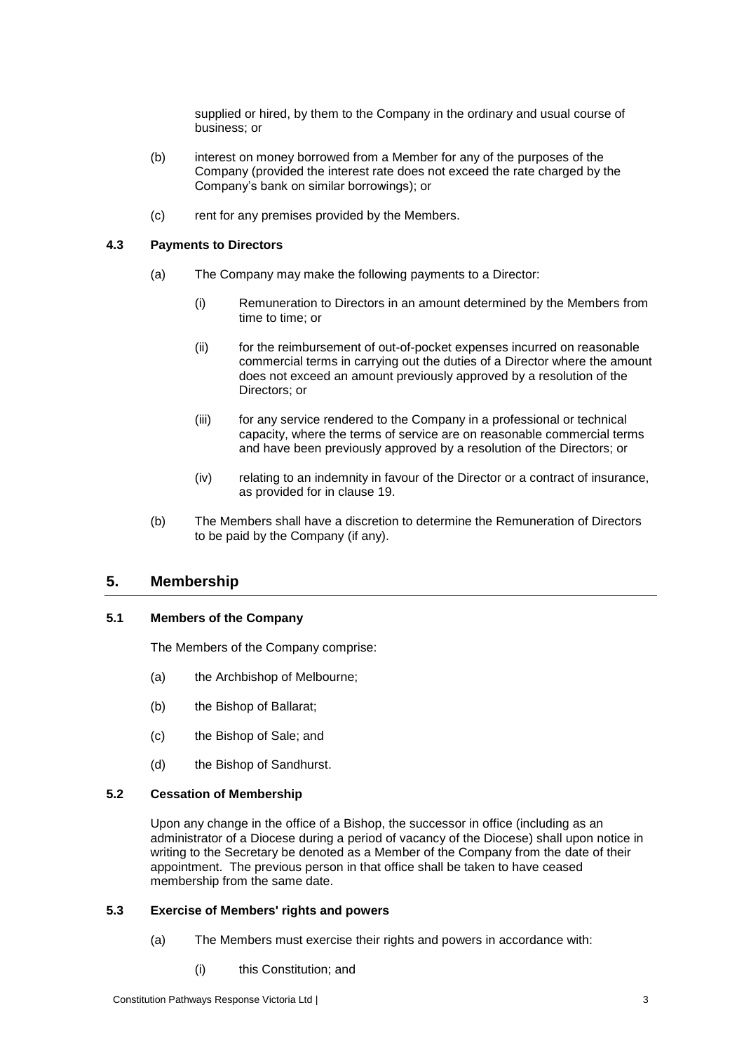supplied or hired, by them to the Company in the ordinary and usual course of business; or

(b) interest on money borrowed from a Member for any of the purposes of the Company (provided the interest rate does not exceed the rate charged by the Company's bank on similar borrowings); or

(c) rent for any premises provided by the Members.

### 4.3 Payments to Directors

(a) The Company may make the following payments to a Director:

(i) Remuneration to Directors in an amount determined by the Members from time to time; or

(ii) for the reimbursement of out-of-pocket expenses incurred on reasonable commercial terms in carrying out the duties of a Director where the amount does not exceed an amount previously approved by a resolution of the Directors; or

(iii) for any service rendered to the Company in a professional or technical capacity, where the terms of service are on reasonable commercial terms and have been previously approved by a resolution of the Directors; or

(iv) relating to an indemnity in favour of the Director or a contract of insurance, as provided for in clause 19.

(b) The Members shall have a discretion to determine the Remuneration of Directors to be paid by the Company (if any).

## 5. Membership

### 5.1 Members of the Company

The Members of the Company comprise:

(a) the Archbishop of Melbourne;

(b) the Bishop of Ballarat;

(c) the Bishop of Sale; and

(d) the Bishop of Sandhurst.

### 5.2 Cessation of Membership

Upon any change in the office of a Bishop, the successor in office (including as an administrator of a Diocese during a period of vacancy of the Diocese) shall upon notice in writing to the Secretary be denoted as a Member of the Company from the date of their appointment. The previous person in that office shall be taken to have ceased membership from the same date.

### 5.3 Exercise of Members' rights and powers

(a) The Members must exercise their rights and powers in accordance with:

(i) this Constitution; and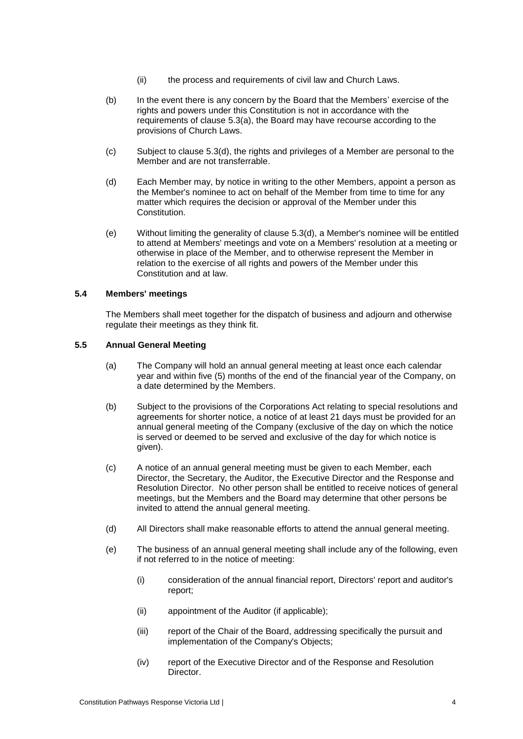(ii) the process and requirements of civil law and Church Laws.

(b) In the event there is any concern by the Board that the Members' exercise of the rights and powers under this Constitution is not in accordance with the requirements of clause 5.3(a), the Board may have recourse according to the provisions of Church Laws.

(c) Subject to clause 5.3(d), the rights and privileges of a Member are personal to the Member and are not transferrable.

(d) Each Member may, by notice in writing to the other Members, appoint a person as the Member's nominee to act on behalf of the Member from time to time for any matter which requires the decision or approval of the Member under this Constitution.

(e) Without limiting the generality of clause 5.3(d), a Member's nominee will be entitled to attend at Members' meetings and vote on a Members' resolution at a meeting or otherwise in place of the Member, and to otherwise represent the Member in relation to the exercise of all rights and powers of the Member under this Constitution and at law.

### 5.4 Members' meetings

The Members shall meet together for the dispatch of business and adjourn and otherwise regulate their meetings as they think fit.

### 5.5 Annual General Meeting

(a) The Company will hold an annual general meeting at least once each calendar year and within five (5) months of the end of the financial year of the Company, on a date determined by the Members.

(b) Subject to the provisions of the Corporations Act relating to special resolutions and agreements for shorter notice, a notice of at least 21 days must be provided for an annual general meeting of the Company (exclusive of the day on which the notice is served or deemed to be served and exclusive of the day for which notice is given).

(c) A notice of an annual general meeting must be given to each Member, each Director, the Secretary, the Auditor, the Executive Director and the Response and Resolution Director. No other person shall be entitled to receive notices of general meetings, but the Members and the Board may determine that other persons be invited to attend the annual general meeting.

(d) All Directors shall make reasonable efforts to attend the annual general meeting.

(e) The business of an annual general meeting shall include any of the following, even if not referred to in the notice of meeting:

(i) consideration of the annual financial report, Directors' report and auditor's report;

(ii) appointment of the Auditor (if applicable);

(iii) report of the Chair of the Board, addressing specifically the pursuit and implementation of the Company's Objects;

(iv) report of the Executive Director and of the Response and Resolution Director.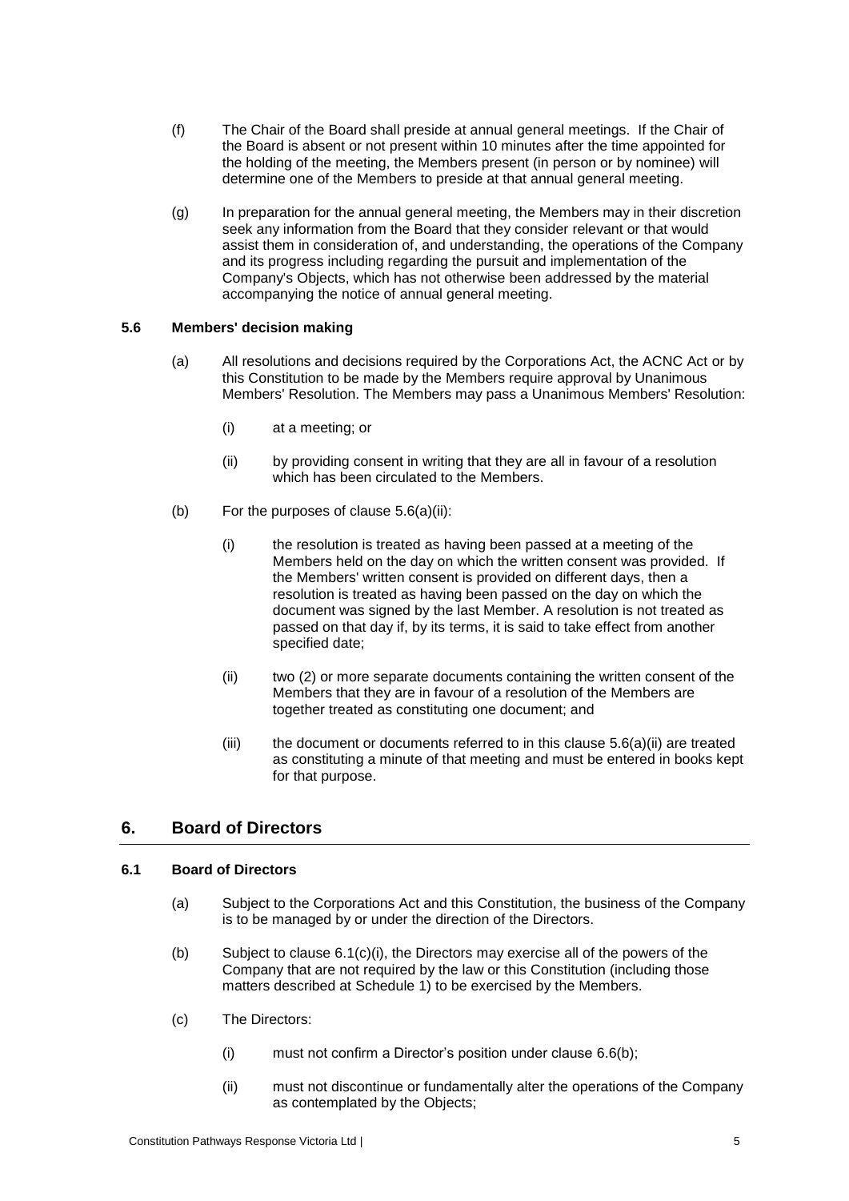(f) The Chair of the Board shall preside at annual general meetings. If the Chair of the Board is absent or not present within 10 minutes after the time appointed for the holding of the meeting, the Members present (in person or by nominee) will determine one of the Members to preside at that annual general meeting.

(g) In preparation for the annual general meeting, the Members may in their discretion seek any information from the Board that they consider relevant or that would assist them in consideration of, and understanding, the operations of the Company and its progress including regarding the pursuit and implementation of the Company's Objects, which has not otherwise been addressed by the material accompanying the notice of annual general meeting.

### 5.6 Members' decision making

(a) All resolutions and decisions required by the Corporations Act, the ACNC Act or by this Constitution to be made by the Members require approval by Unanimous Members' Resolution. The Members may pass a Unanimous Members' Resolution:

(i) at a meeting; or

(ii) by providing consent in writing that they are all in favour of a resolution which has been circulated to the Members.

(b) For the purposes of clause 5.6(a)(ii):

(i) the resolution is treated as having been passed at a meeting of the Members held on the day on which the written consent was provided. If the Members' written consent is provided on different days, then a resolution is treated as having been passed on the day on which the document was signed by the last Member. A resolution is not treated as passed on that day if, by its terms, it is said to take effect from another specified date;

(ii) two (2) or more separate documents containing the written consent of the Members that they are in favour of a resolution of the Members are together treated as constituting one document; and

(iii) the document or documents referred to in this clause 5.6(a)(ii) are treated as constituting a minute of that meeting and must be entered in books kept for that purpose.

## 6. Board of Directors

### 6.1 Board of Directors

(a) Subject to the Corporations Act and this Constitution, the business of the Company is to be managed by or under the direction of the Directors.

(b) Subject to clause 6.1(c)(i), the Directors may exercise all of the powers of the Company that are not required by the law or this Constitution (including those matters described at Schedule 1) to be exercised by the Members.

(c) The Directors:

(i) must not confirm a Director's position under clause 6.6(b);

(ii) must not discontinue or fundamentally alter the operations of the Company as contemplated by the Objects;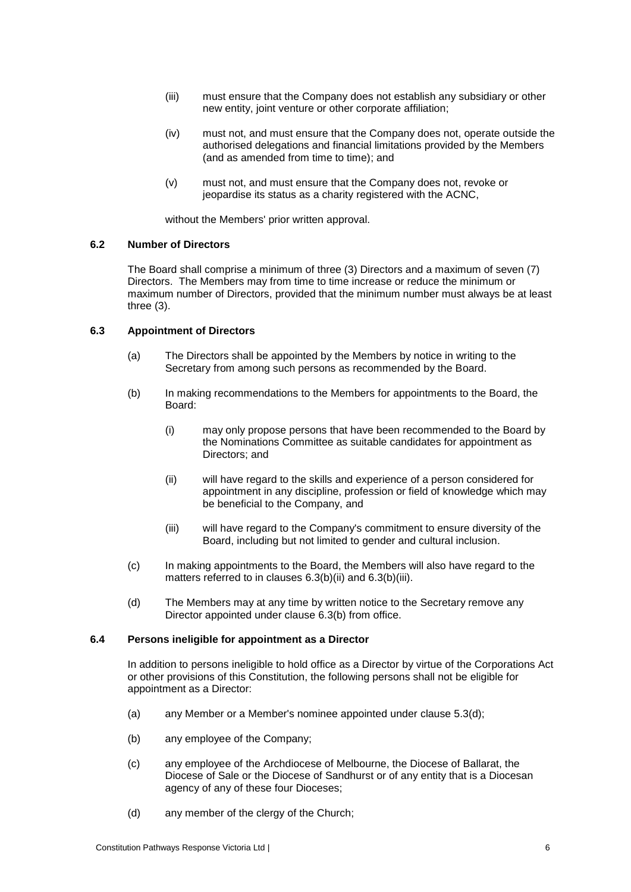(iii) must ensure that the Company does not establish any subsidiary or other new entity, joint venture or other corporate affiliation;

(iv) must not, and must ensure that the Company does not, operate outside the authorised delegations and financial limitations provided by the Members (and as amended from time to time); and

(v) must not, and must ensure that the Company does not, revoke or jeopardise its status as a charity registered with the ACNC,

without the Members' prior written approval.

### 6.2 Number of Directors

The Board shall comprise a minimum of three (3) Directors and a maximum of seven (7) Directors. The Members may from time to time increase or reduce the minimum or maximum number of Directors, provided that the minimum number must always be at least three (3).

### 6.3 Appointment of Directors

(a) The Directors shall be appointed by the Members by notice in writing to the Secretary from among such persons as recommended by the Board.

(b) In making recommendations to the Members for appointments to the Board, the Board:

(i) may only propose persons that have been recommended to the Board by the Nominations Committee as suitable candidates for appointment as Directors; and

(ii) will have regard to the skills and experience of a person considered for appointment in any discipline, profession or field of knowledge which may be beneficial to the Company, and

(iii) will have regard to the Company's commitment to ensure diversity of the Board, including but not limited to gender and cultural inclusion.

(c) In making appointments to the Board, the Members will also have regard to the matters referred to in clauses 6.3(b)(ii) and 6.3(b)(iii).

(d) The Members may at any time by written notice to the Secretary remove any Director appointed under clause 6.3(b) from office.

### 6.4 Persons ineligible for appointment as a Director

In addition to persons ineligible to hold office as a Director by virtue of the Corporations Act or other provisions of this Constitution, the following persons shall not be eligible for appointment as a Director:

(a) any Member or a Member's nominee appointed under clause 5.3(d);

(b) any employee of the Company;

(c) any employee of the Archdiocese of Melbourne, the Diocese of Ballarat, the Diocese of Sale or the Diocese of Sandhurst or of any entity that is a Diocesan agency of any of these four Dioceses;

(d) any member of the clergy of the Church;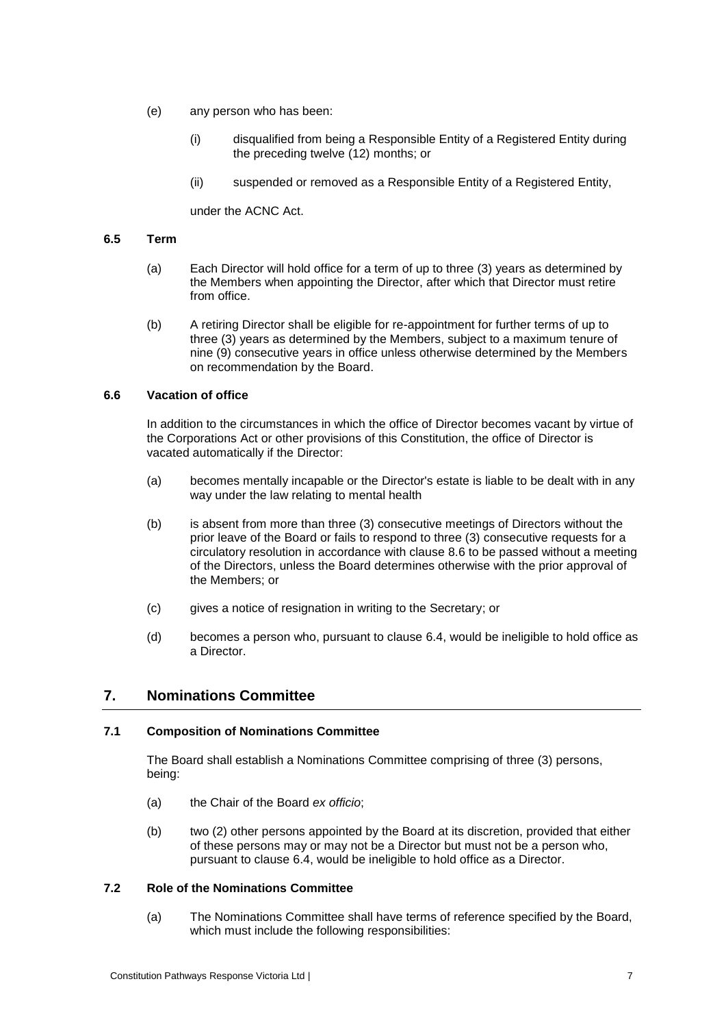(e) any person who has been:

  (i) disqualified from being a Responsible Entity of a Registered Entity during the preceding twelve (12) months; or

  (ii) suspended or removed as a Responsible Entity of a Registered Entity,

  under the ACNC Act.

### 6.5 Term

(a) Each Director will hold office for a term of up to three (3) years as determined by the Members when appointing the Director, after which that Director must retire from office.

(b) A retiring Director shall be eligible for re-appointment for further terms of up to three (3) years as determined by the Members, subject to a maximum tenure of nine (9) consecutive years in office unless otherwise determined by the Members on recommendation by the Board.

### 6.6 Vacation of office

In addition to the circumstances in which the office of Director becomes vacant by virtue of the Corporations Act or other provisions of this Constitution, the office of Director is vacated automatically if the Director:

(a) becomes mentally incapable or the Director's estate is liable to be dealt with in any way under the law relating to mental health

(b) is absent from more than three (3) consecutive meetings of Directors without the prior leave of the Board or fails to respond to three (3) consecutive requests for a circulatory resolution in accordance with clause 8.6 to be passed without a meeting of the Directors, unless the Board determines otherwise with the prior approval of the Members; or

(c) gives a notice of resignation in writing to the Secretary; or

(d) becomes a person who, pursuant to clause 6.4, would be ineligible to hold office as a Director.

## 7. Nominations Committee

### 7.1 Composition of Nominations Committee

The Board shall establish a Nominations Committee comprising of three (3) persons, being:

(a) the Chair of the Board *ex officio*;

(b) two (2) other persons appointed by the Board at its discretion, provided that either of these persons may or may not be a Director but must not be a person who, pursuant to clause 6.4, would be ineligible to hold office as a Director.

### 7.2 Role of the Nominations Committee

(a) The Nominations Committee shall have terms of reference specified by the Board, which must include the following responsibilities: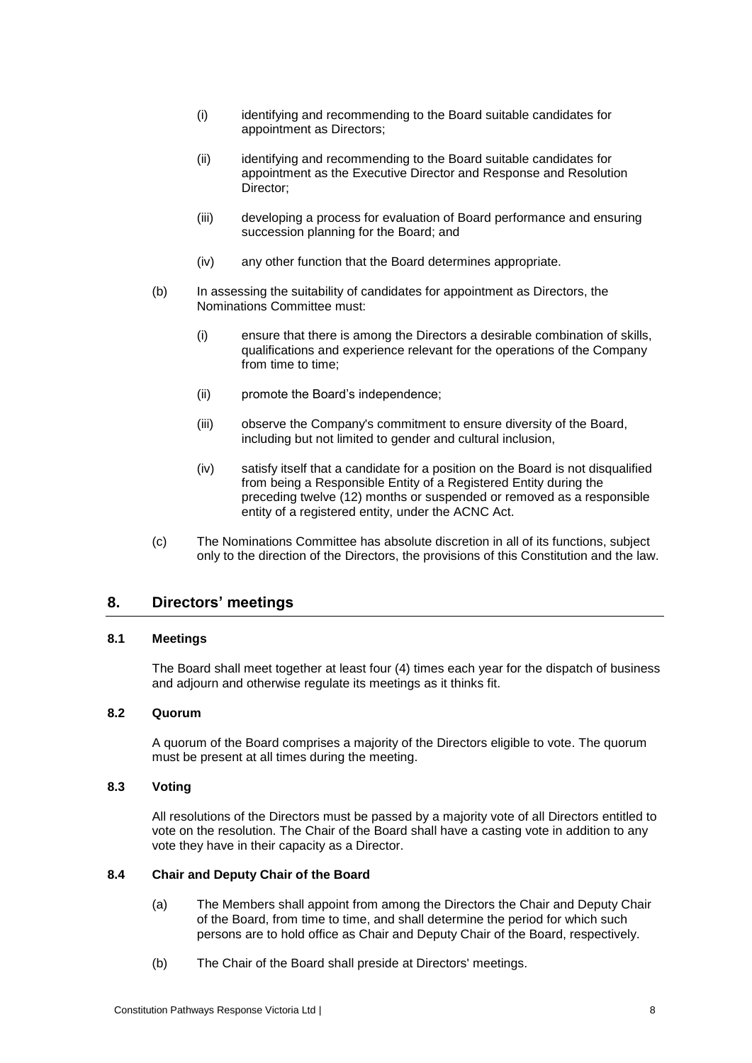(i) identifying and recommending to the Board suitable candidates for appointment as Directors;

(ii) identifying and recommending to the Board suitable candidates for appointment as the Executive Director and Response and Resolution Director;

(iii) developing a process for evaluation of Board performance and ensuring succession planning for the Board; and

(iv) any other function that the Board determines appropriate.

(b) In assessing the suitability of candidates for appointment as Directors, the Nominations Committee must:

(i) ensure that there is among the Directors a desirable combination of skills, qualifications and experience relevant for the operations of the Company from time to time;

(ii) promote the Board's independence;

(iii) observe the Company's commitment to ensure diversity of the Board, including but not limited to gender and cultural inclusion,

(iv) satisfy itself that a candidate for a position on the Board is not disqualified from being a Responsible Entity of a Registered Entity during the preceding twelve (12) months or suspended or removed as a responsible entity of a registered entity, under the ACNC Act.

(c) The Nominations Committee has absolute discretion in all of its functions, subject only to the direction of the Directors, the provisions of this Constitution and the law.

## 8. Directors' meetings

### 8.1 Meetings

The Board shall meet together at least four (4) times each year for the dispatch of business and adjourn and otherwise regulate its meetings as it thinks fit.

### 8.2 Quorum

A quorum of the Board comprises a majority of the Directors eligible to vote. The quorum must be present at all times during the meeting.

### 8.3 Voting

All resolutions of the Directors must be passed by a majority vote of all Directors entitled to vote on the resolution. The Chair of the Board shall have a casting vote in addition to any vote they have in their capacity as a Director.

### 8.4 Chair and Deputy Chair of the Board

(a) The Members shall appoint from among the Directors the Chair and Deputy Chair of the Board, from time to time, and shall determine the period for which such persons are to hold office as Chair and Deputy Chair of the Board, respectively.

(b) The Chair of the Board shall preside at Directors' meetings.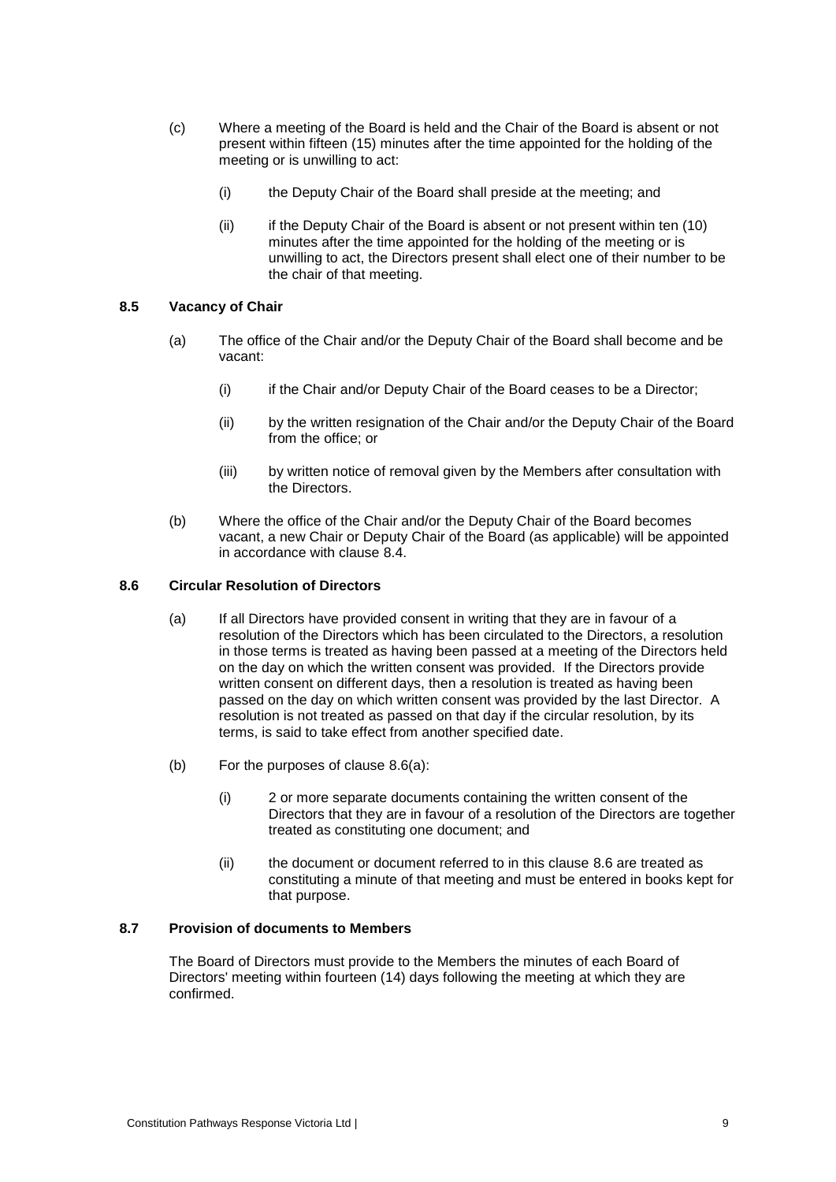(c) Where a meeting of the Board is held and the Chair of the Board is absent or not present within fifteen (15) minutes after the time appointed for the holding of the meeting or is unwilling to act:

(i) the Deputy Chair of the Board shall preside at the meeting; and

(ii) if the Deputy Chair of the Board is absent or not present within ten (10) minutes after the time appointed for the holding of the meeting or is unwilling to act, the Directors present shall elect one of their number to be the chair of that meeting.

### 8.5 Vacancy of Chair

(a) The office of the Chair and/or the Deputy Chair of the Board shall become and be vacant:

(i) if the Chair and/or Deputy Chair of the Board ceases to be a Director;

(ii) by the written resignation of the Chair and/or the Deputy Chair of the Board from the office; or

(iii) by written notice of removal given by the Members after consultation with the Directors.

(b) Where the office of the Chair and/or the Deputy Chair of the Board becomes vacant, a new Chair or Deputy Chair of the Board (as applicable) will be appointed in accordance with clause 8.4.

### 8.6 Circular Resolution of Directors

(a) If all Directors have provided consent in writing that they are in favour of a resolution of the Directors which has been circulated to the Directors, a resolution in those terms is treated as having been passed at a meeting of the Directors held on the day on which the written consent was provided. If the Directors provide written consent on different days, then a resolution is treated as having been passed on the day on which written consent was provided by the last Director. A resolution is not treated as passed on that day if the circular resolution, by its terms, is said to take effect from another specified date.

(b) For the purposes of clause 8.6(a):

(i) 2 or more separate documents containing the written consent of the Directors that they are in favour of a resolution of the Directors are together treated as constituting one document; and

(ii) the document or document referred to in this clause 8.6 are treated as constituting a minute of that meeting and must be entered in books kept for that purpose.

### 8.7 Provision of documents to Members

The Board of Directors must provide to the Members the minutes of each Board of Directors' meeting within fourteen (14) days following the meeting at which they are confirmed.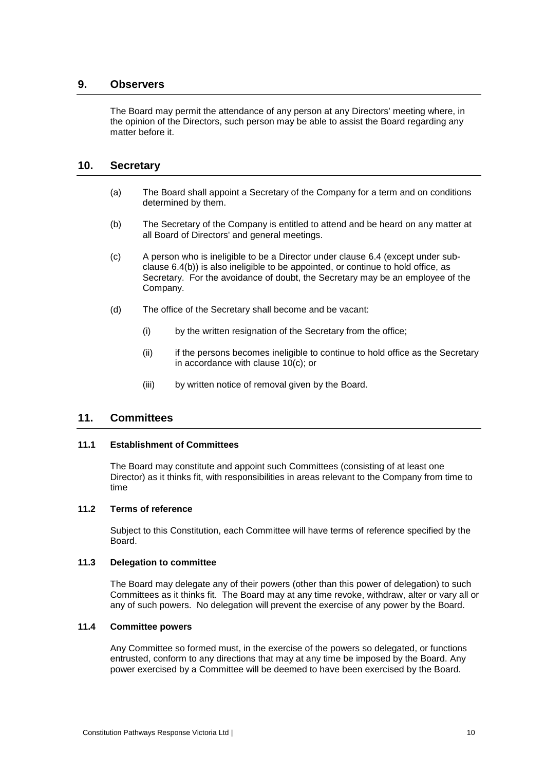## 9. Observers

The Board may permit the attendance of any person at any Directors' meeting where, in the opinion of the Directors, such person may be able to assist the Board regarding any matter before it.

## 10. Secretary

(a) The Board shall appoint a Secretary of the Company for a term and on conditions determined by them.

(b) The Secretary of the Company is entitled to attend and be heard on any matter at all Board of Directors' and general meetings.

(c) A person who is ineligible to be a Director under clause 6.4 (except under sub-clause 6.4(b)) is also ineligible to be appointed, or continue to hold office, as Secretary. For the avoidance of doubt, the Secretary may be an employee of the Company.

(d) The office of the Secretary shall become and be vacant:

(i) by the written resignation of the Secretary from the office;

(ii) if the persons becomes ineligible to continue to hold office as the Secretary in accordance with clause 10(c); or

(iii) by written notice of removal given by the Board.

## 11. Committees

### 11.1 Establishment of Committees

The Board may constitute and appoint such Committees (consisting of at least one Director) as it thinks fit, with responsibilities in areas relevant to the Company from time to time

### 11.2 Terms of reference

Subject to this Constitution, each Committee will have terms of reference specified by the Board.

### 11.3 Delegation to committee

The Board may delegate any of their powers (other than this power of delegation) to such Committees as it thinks fit. The Board may at any time revoke, withdraw, alter or vary all or any of such powers. No delegation will prevent the exercise of any power by the Board.

### 11.4 Committee powers

Any Committee so formed must, in the exercise of the powers so delegated, or functions entrusted, conform to any directions that may at any time be imposed by the Board. Any power exercised by a Committee will be deemed to have been exercised by the Board.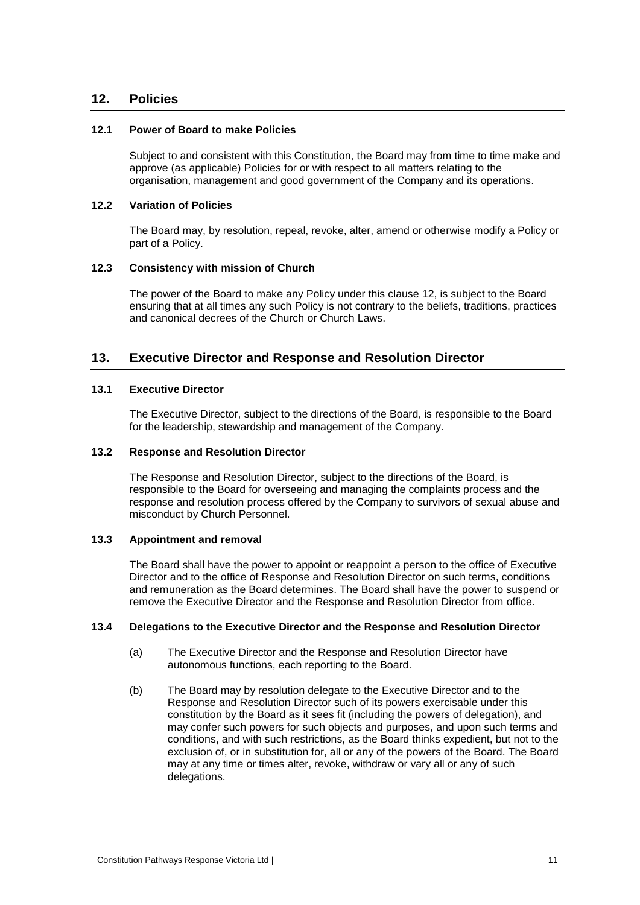## 12. Policies

### 12.1 Power of Board to make Policies

Subject to and consistent with this Constitution, the Board may from time to time make and approve (as applicable) Policies for or with respect to all matters relating to the organisation, management and good government of the Company and its operations.

### 12.2 Variation of Policies

The Board may, by resolution, repeal, revoke, alter, amend or otherwise modify a Policy or part of a Policy.

### 12.3 Consistency with mission of Church

The power of the Board to make any Policy under this clause 12, is subject to the Board ensuring that at all times any such Policy is not contrary to the beliefs, traditions, practices and canonical decrees of the Church or Church Laws.

## 13. Executive Director and Response and Resolution Director

### 13.1 Executive Director

The Executive Director, subject to the directions of the Board, is responsible to the Board for the leadership, stewardship and management of the Company.

### 13.2 Response and Resolution Director

The Response and Resolution Director, subject to the directions of the Board, is responsible to the Board for overseeing and managing the complaints process and the response and resolution process offered by the Company to survivors of sexual abuse and misconduct by Church Personnel.

### 13.3 Appointment and removal

The Board shall have the power to appoint or reappoint a person to the office of Executive Director and to the office of Response and Resolution Director on such terms, conditions and remuneration as the Board determines. The Board shall have the power to suspend or remove the Executive Director and the Response and Resolution Director from office.

### 13.4 Delegations to the Executive Director and the Response and Resolution Director

(a) The Executive Director and the Response and Resolution Director have autonomous functions, each reporting to the Board.

(b) The Board may by resolution delegate to the Executive Director and to the Response and Resolution Director such of its powers exercisable under this constitution by the Board as it sees fit (including the powers of delegation), and may confer such powers for such objects and purposes, and upon such terms and conditions, and with such restrictions, as the Board thinks expedient, but not to the exclusion of, or in substitution for, all or any of the powers of the Board. The Board may at any time or times alter, revoke, withdraw or vary all or any of such delegations.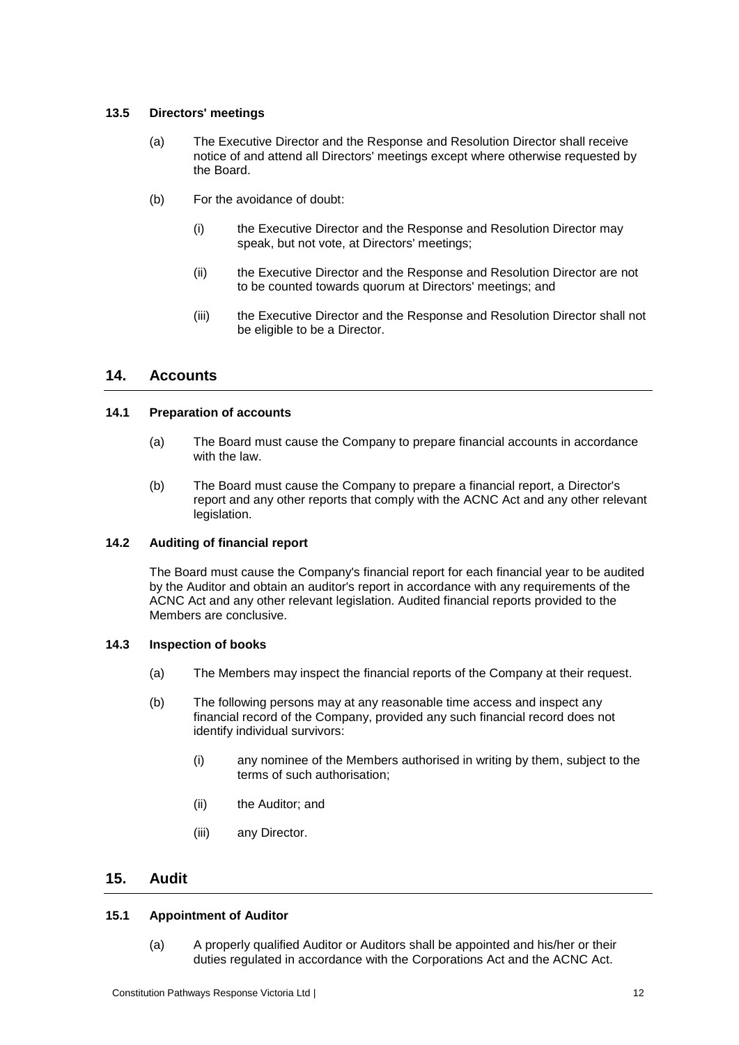### 13.5 Directors' meetings

(a) The Executive Director and the Response and Resolution Director shall receive notice of and attend all Directors' meetings except where otherwise requested by the Board.

(b) For the avoidance of doubt:

(i) the Executive Director and the Response and Resolution Director may speak, but not vote, at Directors' meetings;

(ii) the Executive Director and the Response and Resolution Director are not to be counted towards quorum at Directors' meetings; and

(iii) the Executive Director and the Response and Resolution Director shall not be eligible to be a Director.

## 14. Accounts

### 14.1 Preparation of accounts

(a) The Board must cause the Company to prepare financial accounts in accordance with the law.

(b) The Board must cause the Company to prepare a financial report, a Director's report and any other reports that comply with the ACNC Act and any other relevant legislation.

### 14.2 Auditing of financial report

The Board must cause the Company's financial report for each financial year to be audited by the Auditor and obtain an auditor's report in accordance with any requirements of the ACNC Act and any other relevant legislation. Audited financial reports provided to the Members are conclusive.

### 14.3 Inspection of books

(a) The Members may inspect the financial reports of the Company at their request.

(b) The following persons may at any reasonable time access and inspect any financial record of the Company, provided any such financial record does not identify individual survivors:

(i) any nominee of the Members authorised in writing by them, subject to the terms of such authorisation;

(ii) the Auditor; and

(iii) any Director.

## 15. Audit

### 15.1 Appointment of Auditor

(a) A properly qualified Auditor or Auditors shall be appointed and his/her or their duties regulated in accordance with the Corporations Act and the ACNC Act.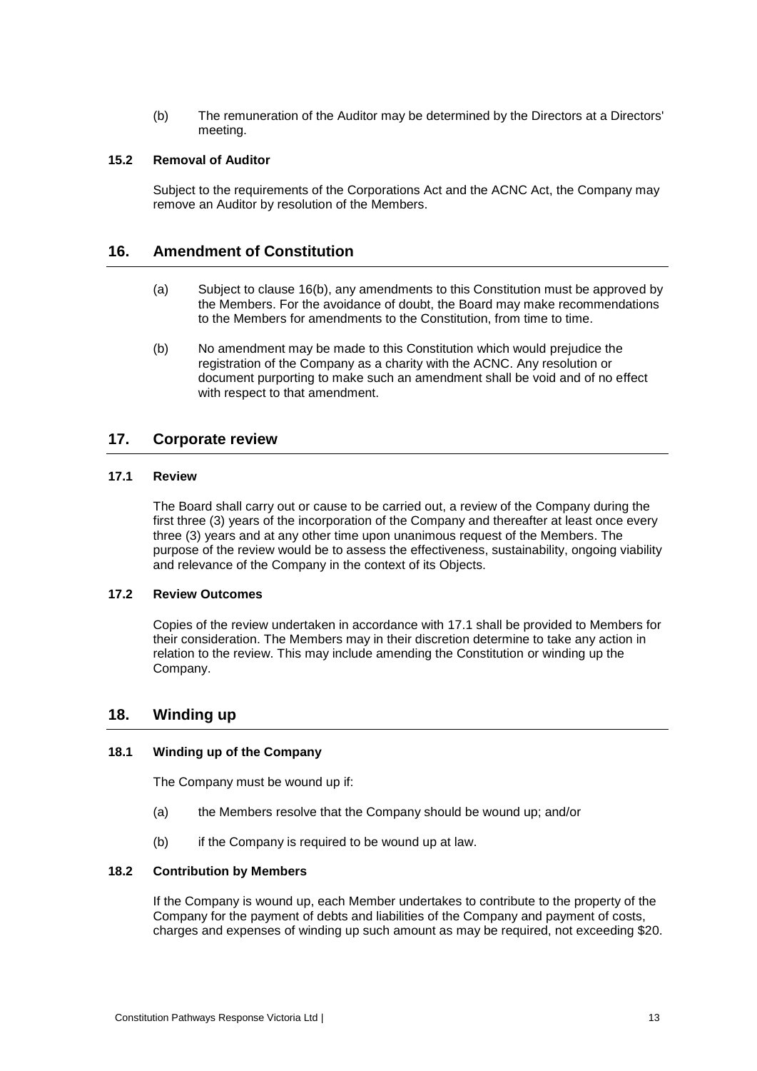(b) The remuneration of the Auditor may be determined by the Directors at a Directors' meeting.

### 15.2 Removal of Auditor

Subject to the requirements of the Corporations Act and the ACNC Act, the Company may remove an Auditor by resolution of the Members.

## 16. Amendment of Constitution

(a) Subject to clause 16(b), any amendments to this Constitution must be approved by the Members. For the avoidance of doubt, the Board may make recommendations to the Members for amendments to the Constitution, from time to time.

(b) No amendment may be made to this Constitution which would prejudice the registration of the Company as a charity with the ACNC. Any resolution or document purporting to make such an amendment shall be void and of no effect with respect to that amendment.

## 17. Corporate review

### 17.1 Review

The Board shall carry out or cause to be carried out, a review of the Company during the first three (3) years of the incorporation of the Company and thereafter at least once every three (3) years and at any other time upon unanimous request of the Members. The purpose of the review would be to assess the effectiveness, sustainability, ongoing viability and relevance of the Company in the context of its Objects.

### 17.2 Review Outcomes

Copies of the review undertaken in accordance with 17.1 shall be provided to Members for their consideration. The Members may in their discretion determine to take any action in relation to the review. This may include amending the Constitution or winding up the Company.

## 18. Winding up

### 18.1 Winding up of the Company

The Company must be wound up if:

(a) the Members resolve that the Company should be wound up; and/or

(b) if the Company is required to be wound up at law.

### 18.2 Contribution by Members

If the Company is wound up, each Member undertakes to contribute to the property of the Company for the payment of debts and liabilities of the Company and payment of costs, charges and expenses of winding up such amount as may be required, not exceeding $20.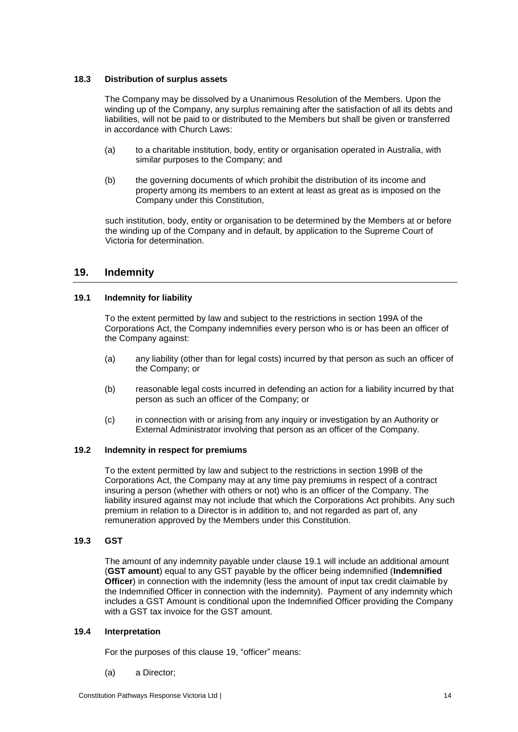### 18.3 Distribution of surplus assets

The Company may be dissolved by a Unanimous Resolution of the Members. Upon the winding up of the Company, any surplus remaining after the satisfaction of all its debts and liabilities, will not be paid to or distributed to the Members but shall be given or transferred in accordance with Church Laws:

(a) to a charitable institution, body, entity or organisation operated in Australia, with similar purposes to the Company; and

(b) the governing documents of which prohibit the distribution of its income and property among its members to an extent at least as great as is imposed on the Company under this Constitution,

such institution, body, entity or organisation to be determined by the Members at or before the winding up of the Company and in default, by application to the Supreme Court of Victoria for determination.

## 19. Indemnity

### 19.1 Indemnity for liability

To the extent permitted by law and subject to the restrictions in section 199A of the Corporations Act, the Company indemnifies every person who is or has been an officer of the Company against:

(a) any liability (other than for legal costs) incurred by that person as such an officer of the Company; or

(b) reasonable legal costs incurred in defending an action for a liability incurred by that person as such an officer of the Company; or

(c) in connection with or arising from any inquiry or investigation by an Authority or External Administrator involving that person as an officer of the Company.

### 19.2 Indemnity in respect for premiums

To the extent permitted by law and subject to the restrictions in section 199B of the Corporations Act, the Company may at any time pay premiums in respect of a contract insuring a person (whether with others or not) who is an officer of the Company. The liability insured against may not include that which the Corporations Act prohibits. Any such premium in relation to a Director is in addition to, and not regarded as part of, any remuneration approved by the Members under this Constitution.

### 19.3 GST

The amount of any indemnity payable under clause 19.1 will include an additional amount (**GST amount**) equal to any GST payable by the officer being indemnified (**Indemnified Officer**) in connection with the indemnity (less the amount of input tax credit claimable by the Indemnified Officer in connection with the indemnity). Payment of any indemnity which includes a GST Amount is conditional upon the Indemnified Officer providing the Company with a GST tax invoice for the GST amount.

### 19.4 Interpretation

For the purposes of this clause 19, "officer" means:

(a) a Director;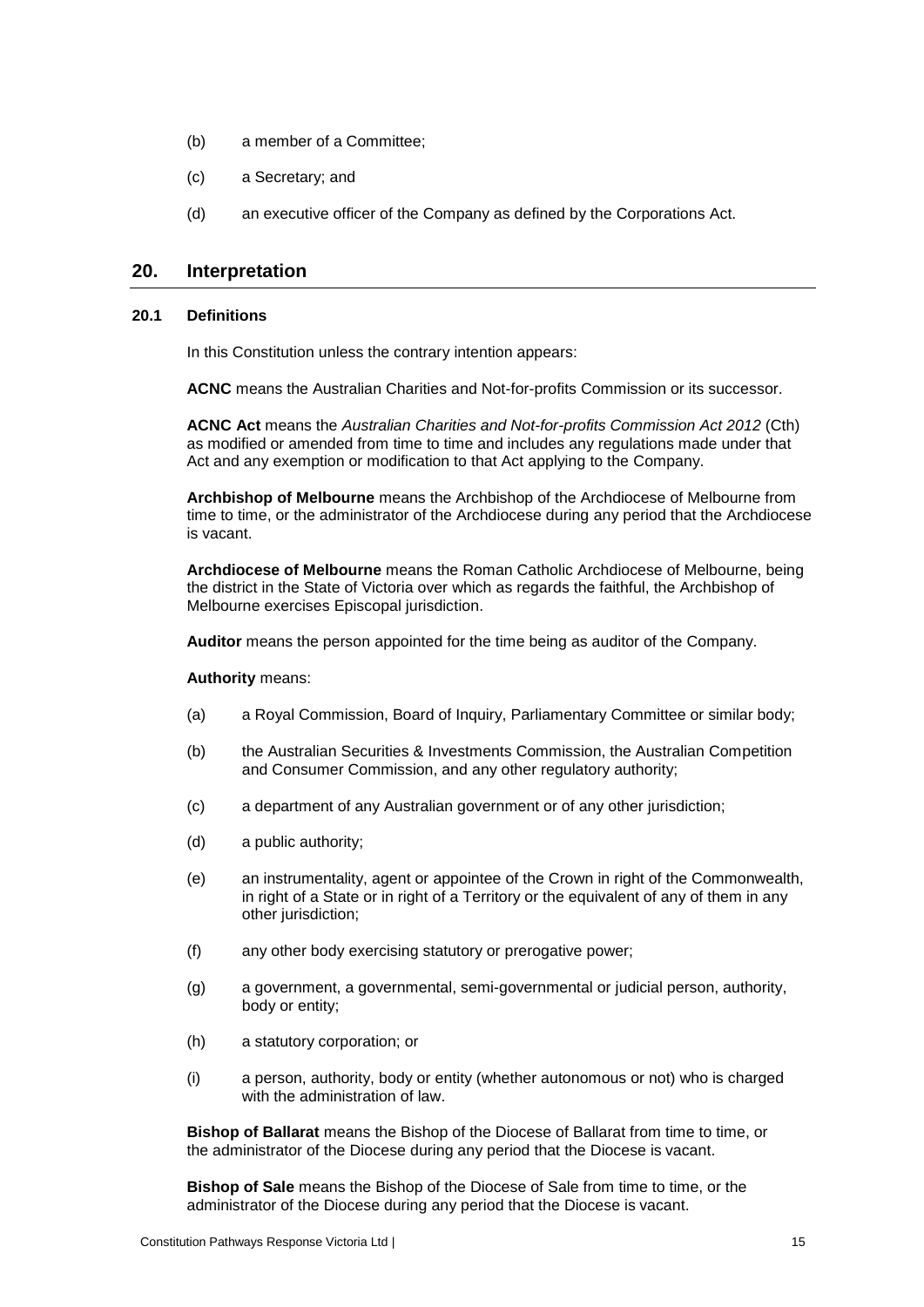(b) a member of a Committee;

(c) a Secretary; and

(d) an executive officer of the Company as defined by the Corporations Act.

## 20. Interpretation

### 20.1 Definitions

In this Constitution unless the contrary intention appears:

**ACNC** means the Australian Charities and Not-for-profits Commission or its successor.

**ACNC Act** means the *Australian Charities and Not-for-profits Commission Act 2012* (Cth) as modified or amended from time to time and includes any regulations made under that Act and any exemption or modification to that Act applying to the Company.

**Archbishop of Melbourne** means the Archbishop of the Archdiocese of Melbourne from time to time, or the administrator of the Archdiocese during any period that the Archdiocese is vacant.

**Archdiocese of Melbourne** means the Roman Catholic Archdiocese of Melbourne, being the district in the State of Victoria over which as regards the faithful, the Archbishop of Melbourne exercises Episcopal jurisdiction.

**Auditor** means the person appointed for the time being as auditor of the Company.

**Authority** means:

(a) a Royal Commission, Board of Inquiry, Parliamentary Committee or similar body;

(b) the Australian Securities & Investments Commission, the Australian Competition and Consumer Commission, and any other regulatory authority;

(c) a department of any Australian government or of any other jurisdiction;

(d) a public authority;

(e) an instrumentality, agent or appointee of the Crown in right of the Commonwealth, in right of a State or in right of a Territory or the equivalent of any of them in any other jurisdiction;

(f) any other body exercising statutory or prerogative power;

(g) a government, a governmental, semi-governmental or judicial person, authority, body or entity;

(h) a statutory corporation; or

(i) a person, authority, body or entity (whether autonomous or not) who is charged with the administration of law.

**Bishop of Ballarat** means the Bishop of the Diocese of Ballarat from time to time, or the administrator of the Diocese during any period that the Diocese is vacant.

**Bishop of Sale** means the Bishop of the Diocese of Sale from time to time, or the administrator of the Diocese during any period that the Diocese is vacant.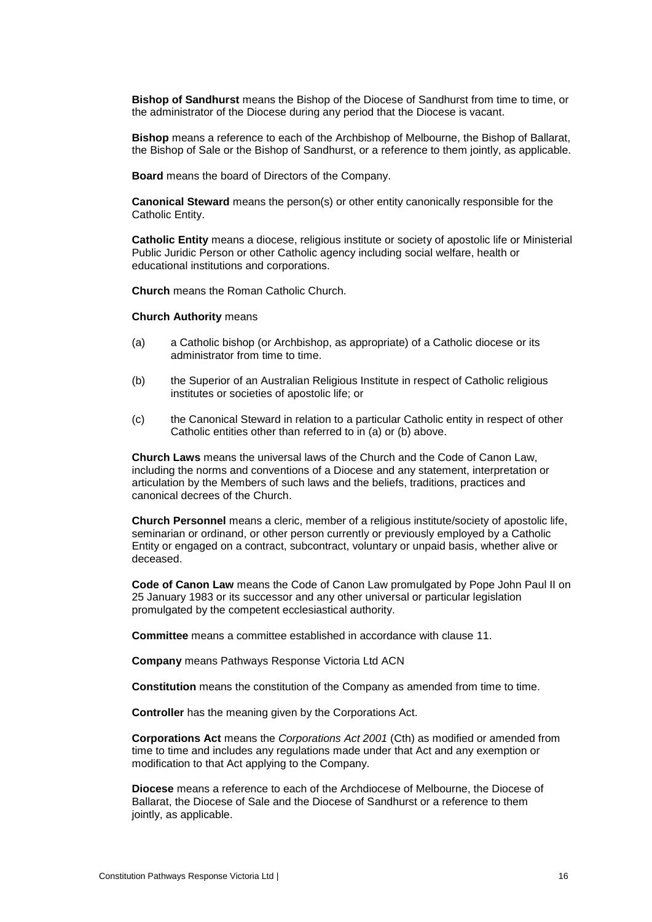**Bishop of Sandhurst** means the Bishop of the Diocese of Sandhurst from time to time, or the administrator of the Diocese during any period that the Diocese is vacant.

**Bishop** means a reference to each of the Archbishop of Melbourne, the Bishop of Ballarat, the Bishop of Sale or the Bishop of Sandhurst, or a reference to them jointly, as applicable.

**Board** means the board of Directors of the Company.

**Canonical Steward** means the person(s) or other entity canonically responsible for the Catholic Entity.

**Catholic Entity** means a diocese, religious institute or society of apostolic life or Ministerial Public Juridic Person or other Catholic agency including social welfare, health or educational institutions and corporations.

**Church** means the Roman Catholic Church.

**Church Authority** means

(a) a Catholic bishop (or Archbishop, as appropriate) of a Catholic diocese or its administrator from time to time.

(b) the Superior of an Australian Religious Institute in respect of Catholic religious institutes or societies of apostolic life; or

(c) the Canonical Steward in relation to a particular Catholic entity in respect of other Catholic entities other than referred to in (a) or (b) above.

**Church Laws** means the universal laws of the Church and the Code of Canon Law, including the norms and conventions of a Diocese and any statement, interpretation or articulation by the Members of such laws and the beliefs, traditions, practices and canonical decrees of the Church.

**Church Personnel** means a cleric, member of a religious institute/society of apostolic life, seminarian or ordinand, or other person currently or previously employed by a Catholic Entity or engaged on a contract, subcontract, voluntary or unpaid basis, whether alive or deceased.

**Code of Canon Law** means the Code of Canon Law promulgated by Pope John Paul II on 25 January 1983 or its successor and any other universal or particular legislation promulgated by the competent ecclesiastical authority.

**Committee** means a committee established in accordance with clause 11.

**Company** means Pathways Response Victoria Ltd ACN

**Constitution** means the constitution of the Company as amended from time to time.

**Controller** has the meaning given by the Corporations Act.

**Corporations Act** means the *Corporations Act 2001* (Cth) as modified or amended from time to time and includes any regulations made under that Act and any exemption or modification to that Act applying to the Company.

**Diocese** means a reference to each of the Archdiocese of Melbourne, the Diocese of Ballarat, the Diocese of Sale and the Diocese of Sandhurst or a reference to them jointly, as applicable.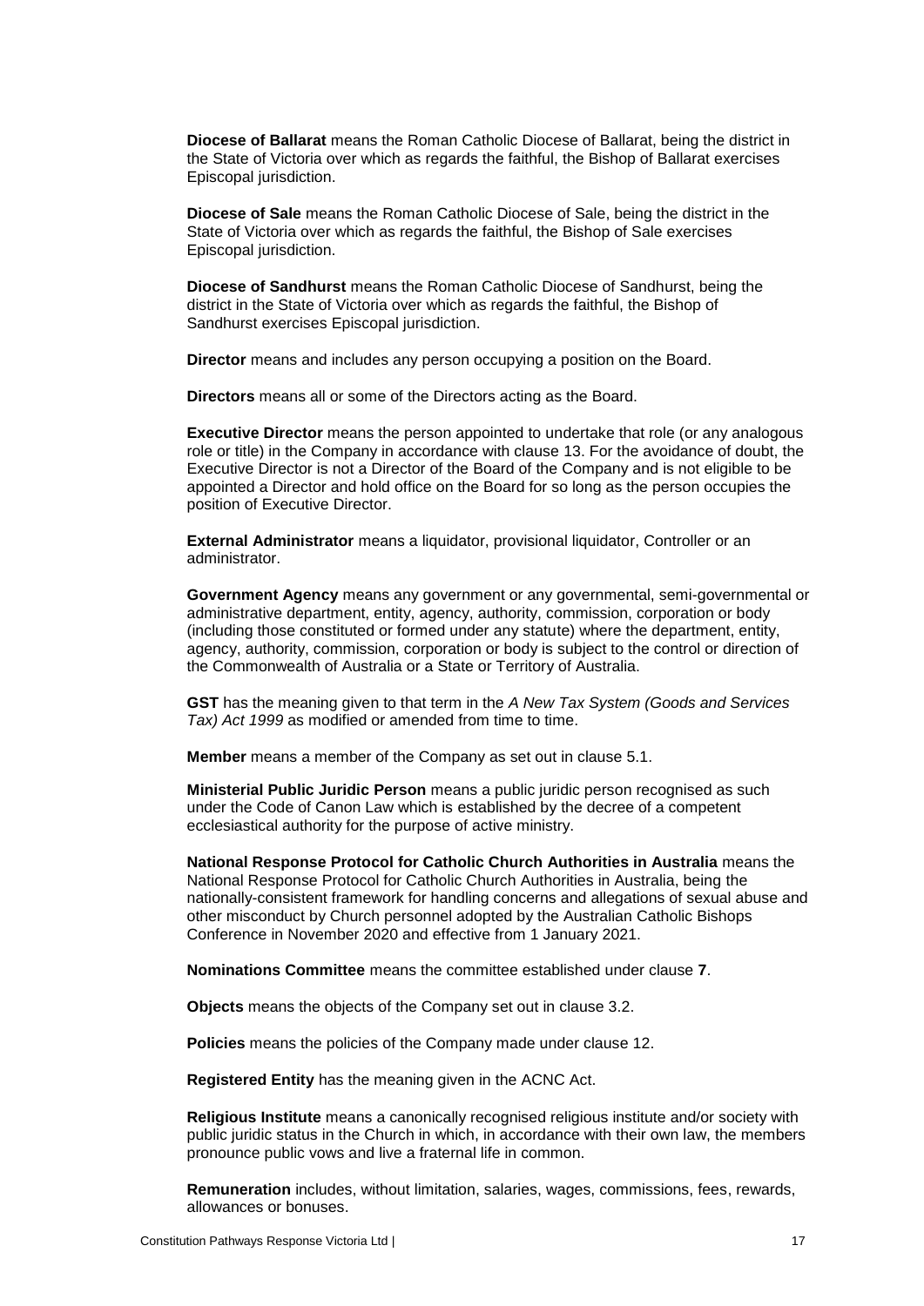**Diocese of Ballarat** means the Roman Catholic Diocese of Ballarat, being the district in the State of Victoria over which as regards the faithful, the Bishop of Ballarat exercises Episcopal jurisdiction.

**Diocese of Sale** means the Roman Catholic Diocese of Sale, being the district in the State of Victoria over which as regards the faithful, the Bishop of Sale exercises Episcopal jurisdiction.

**Diocese of Sandhurst** means the Roman Catholic Diocese of Sandhurst, being the district in the State of Victoria over which as regards the faithful, the Bishop of Sandhurst exercises Episcopal jurisdiction.

**Director** means and includes any person occupying a position on the Board.

**Directors** means all or some of the Directors acting as the Board.

**Executive Director** means the person appointed to undertake that role (or any analogous role or title) in the Company in accordance with clause 13. For the avoidance of doubt, the Executive Director is not a Director of the Board of the Company and is not eligible to be appointed a Director and hold office on the Board for so long as the person occupies the position of Executive Director.

**External Administrator** means a liquidator, provisional liquidator, Controller or an administrator.

**Government Agency** means any government or any governmental, semi-governmental or administrative department, entity, agency, authority, commission, corporation or body (including those constituted or formed under any statute) where the department, entity, agency, authority, commission, corporation or body is subject to the control or direction of the Commonwealth of Australia or a State or Territory of Australia.

**GST** has the meaning given to that term in the *A New Tax System (Goods and Services Tax) Act 1999* as modified or amended from time to time.

**Member** means a member of the Company as set out in clause 5.1.

**Ministerial Public Juridic Person** means a public juridic person recognised as such under the Code of Canon Law which is established by the decree of a competent ecclesiastical authority for the purpose of active ministry.

**National Response Protocol for Catholic Church Authorities in Australia** means the National Response Protocol for Catholic Church Authorities in Australia, being the nationally-consistent framework for handling concerns and allegations of sexual abuse and other misconduct by Church personnel adopted by the Australian Catholic Bishops Conference in November 2020 and effective from 1 January 2021.

**Nominations Committee** means the committee established under clause **7**.

**Objects** means the objects of the Company set out in clause 3.2.

**Policies** means the policies of the Company made under clause 12.

**Registered Entity** has the meaning given in the ACNC Act.

**Religious Institute** means a canonically recognised religious institute and/or society with public juridic status in the Church in which, in accordance with their own law, the members pronounce public vows and live a fraternal life in common.

**Remuneration** includes, without limitation, salaries, wages, commissions, fees, rewards, allowances or bonuses.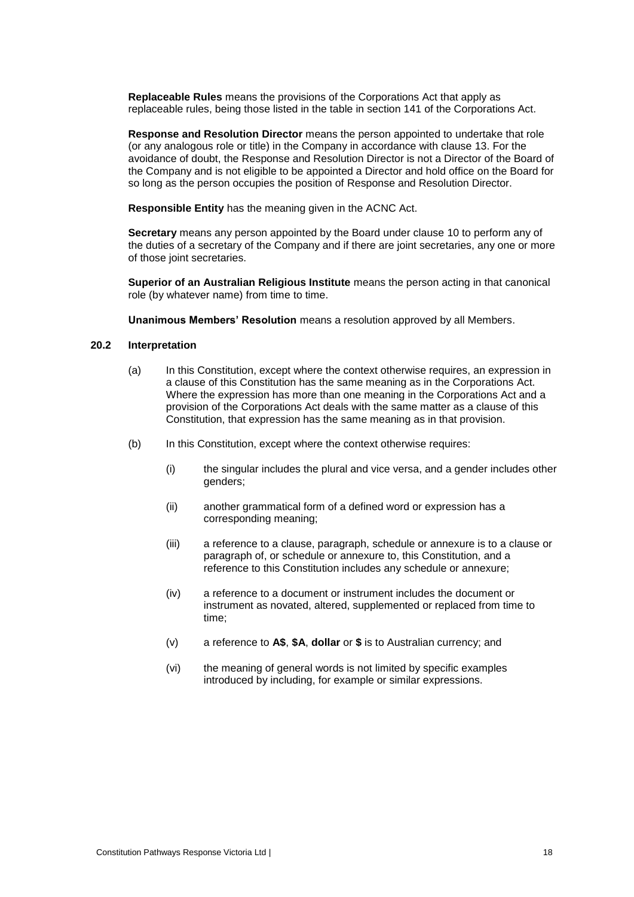**Replaceable Rules** means the provisions of the Corporations Act that apply as replaceable rules, being those listed in the table in section 141 of the Corporations Act.

**Response and Resolution Director** means the person appointed to undertake that role (or any analogous role or title) in the Company in accordance with clause 13. For the avoidance of doubt, the Response and Resolution Director is not a Director of the Board of the Company and is not eligible to be appointed a Director and hold office on the Board for so long as the person occupies the position of Response and Resolution Director.

**Responsible Entity** has the meaning given in the ACNC Act.

**Secretary** means any person appointed by the Board under clause 10 to perform any of the duties of a secretary of the Company and if there are joint secretaries, any one or more of those joint secretaries.

**Superior of an Australian Religious Institute** means the person acting in that canonical role (by whatever name) from time to time.

**Unanimous Members' Resolution** means a resolution approved by all Members.

### 20.2 Interpretation

(a) In this Constitution, except where the context otherwise requires, an expression in a clause of this Constitution has the same meaning as in the Corporations Act. Where the expression has more than one meaning in the Corporations Act and a provision of the Corporations Act deals with the same matter as a clause of this Constitution, that expression has the same meaning as in that provision.

(b) In this Constitution, except where the context otherwise requires:

(i) the singular includes the plural and vice versa, and a gender includes other genders;

(ii) another grammatical form of a defined word or expression has a corresponding meaning;

(iii) a reference to a clause, paragraph, schedule or annexure is to a clause or paragraph of, or schedule or annexure to, this Constitution, and a reference to this Constitution includes any schedule or annexure;

(iv) a reference to a document or instrument includes the document or instrument as novated, altered, supplemented or replaced from time to time;

(v) a reference to **A$**, **$A**, **dollar** or **$** is to Australian currency; and

(vi) the meaning of general words is not limited by specific examples introduced by including, for example or similar expressions.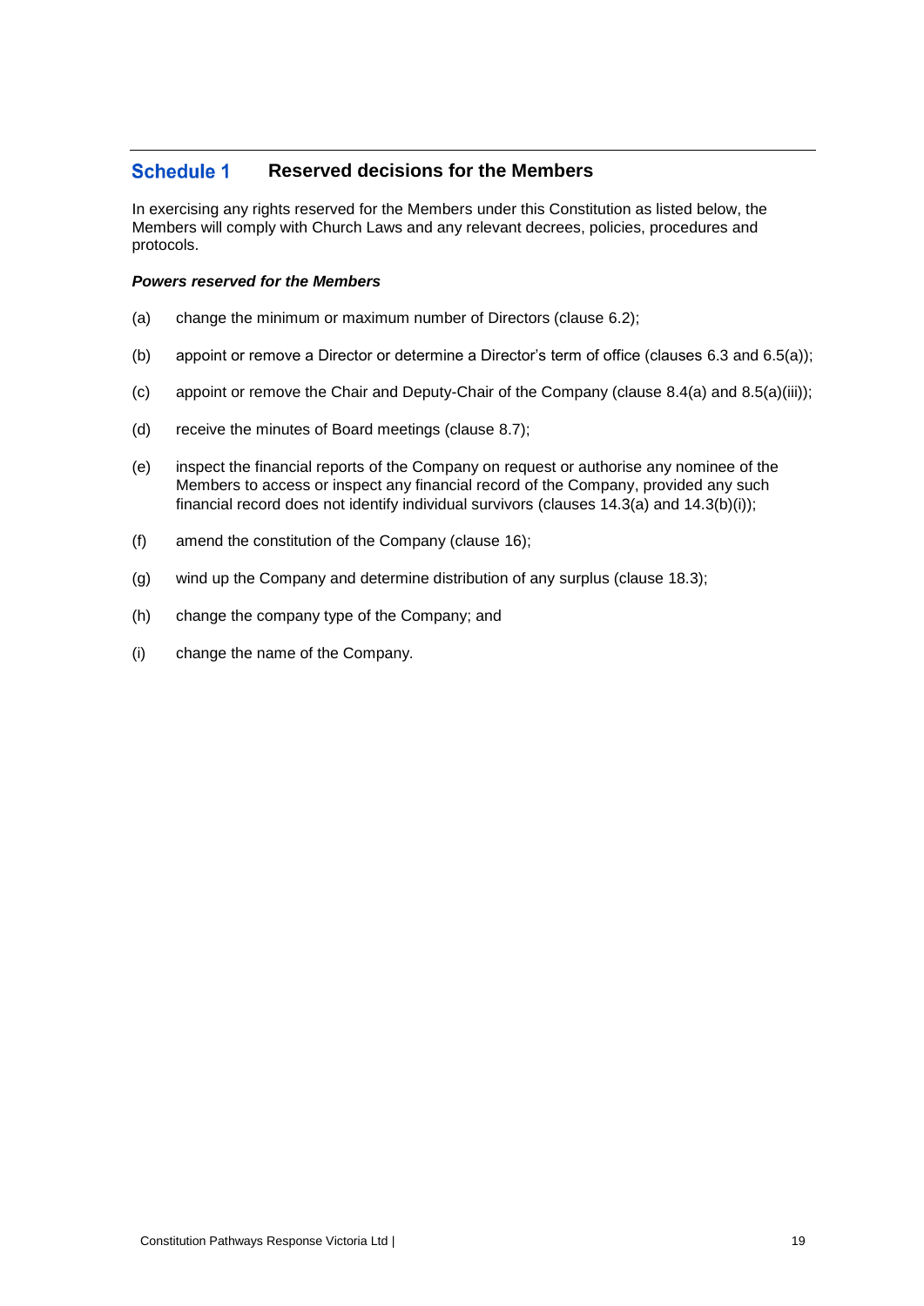# Schedule 1 Reserved decisions for the Members

In exercising any rights reserved for the Members under this Constitution as listed below, the Members will comply with Church Laws and any relevant decrees, policies, procedures and protocols.

***Powers reserved for the Members***

(a) change the minimum or maximum number of Directors (clause 6.2);

(b) appoint or remove a Director or determine a Director's term of office (clauses 6.3 and 6.5(a));

(c) appoint or remove the Chair and Deputy-Chair of the Company (clause 8.4(a) and 8.5(a)(iii));

(d) receive the minutes of Board meetings (clause 8.7);

(e) inspect the financial reports of the Company on request or authorise any nominee of the Members to access or inspect any financial record of the Company, provided any such financial record does not identify individual survivors (clauses 14.3(a) and 14.3(b)(i));

(f) amend the constitution of the Company (clause 16);

(g) wind up the Company and determine distribution of any surplus (clause 18.3);

(h) change the company type of the Company; and

(i) change the name of the Company.